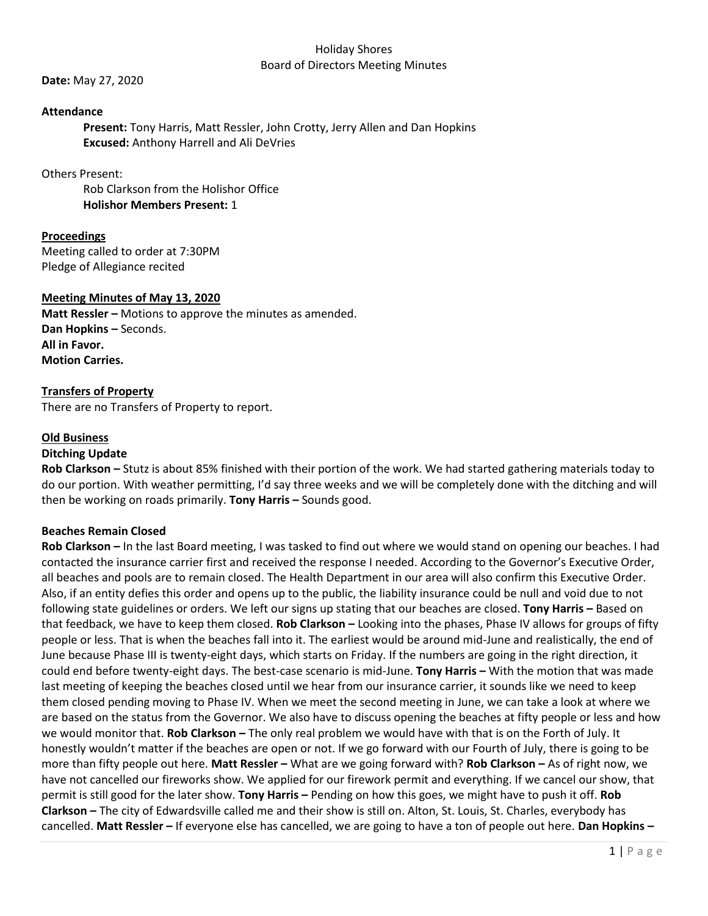Holiday Shores
Board of Directors Meeting Minutes

**Date:** May 27, 2020

**Attendance**

**Present:** Tony Harris, Matt Ressler, John Crotty, Jerry Allen and Dan Hopkins
**Excused:** Anthony Harrell and Ali DeVries

Others Present:

Rob Clarkson from the Holishor Office
**Holishor Members Present:** 1

**Proceedings**

Meeting called to order at 7:30PM
Pledge of Allegiance recited

**Meeting Minutes of May 13, 2020**

**Matt Ressler –** Motions to approve the minutes as amended.
**Dan Hopkins –** Seconds.
**All in Favor.**
**Motion Carries.**

**Transfers of Property**

There are no Transfers of Property to report.

**Old Business**

**Ditching Update**

**Rob Clarkson –** Stutz is about 85% finished with their portion of the work. We had started gathering materials today to do our portion. With weather permitting, I'd say three weeks and we will be completely done with the ditching and will then be working on roads primarily. **Tony Harris –** Sounds good.

**Beaches Remain Closed**

**Rob Clarkson –** In the last Board meeting, I was tasked to find out where we would stand on opening our beaches. I had contacted the insurance carrier first and received the response I needed. According to the Governor's Executive Order, all beaches and pools are to remain closed. The Health Department in our area will also confirm this Executive Order. Also, if an entity defies this order and opens up to the public, the liability insurance could be null and void due to not following state guidelines or orders. We left our signs up stating that our beaches are closed. **Tony Harris –** Based on that feedback, we have to keep them closed. **Rob Clarkson –** Looking into the phases, Phase IV allows for groups of fifty people or less. That is when the beaches fall into it. The earliest would be around mid-June and realistically, the end of June because Phase III is twenty-eight days, which starts on Friday. If the numbers are going in the right direction, it could end before twenty-eight days. The best-case scenario is mid-June. **Tony Harris –** With the motion that was made last meeting of keeping the beaches closed until we hear from our insurance carrier, it sounds like we need to keep them closed pending moving to Phase IV. When we meet the second meeting in June, we can take a look at where we are based on the status from the Governor. We also have to discuss opening the beaches at fifty people or less and how we would monitor that. **Rob Clarkson –** The only real problem we would have with that is on the Forth of July. It honestly wouldn't matter if the beaches are open or not. If we go forward with our Fourth of July, there is going to be more than fifty people out here. **Matt Ressler –** What are we going forward with? **Rob Clarkson –** As of right now, we have not cancelled our fireworks show. We applied for our firework permit and everything. If we cancel our show, that permit is still good for the later show. **Tony Harris –** Pending on how this goes, we might have to push it off. **Rob Clarkson –** The city of Edwardsville called me and their show is still on. Alton, St. Louis, St. Charles, everybody has cancelled. **Matt Ressler –** If everyone else has cancelled, we are going to have a ton of people out here. **Dan Hopkins –**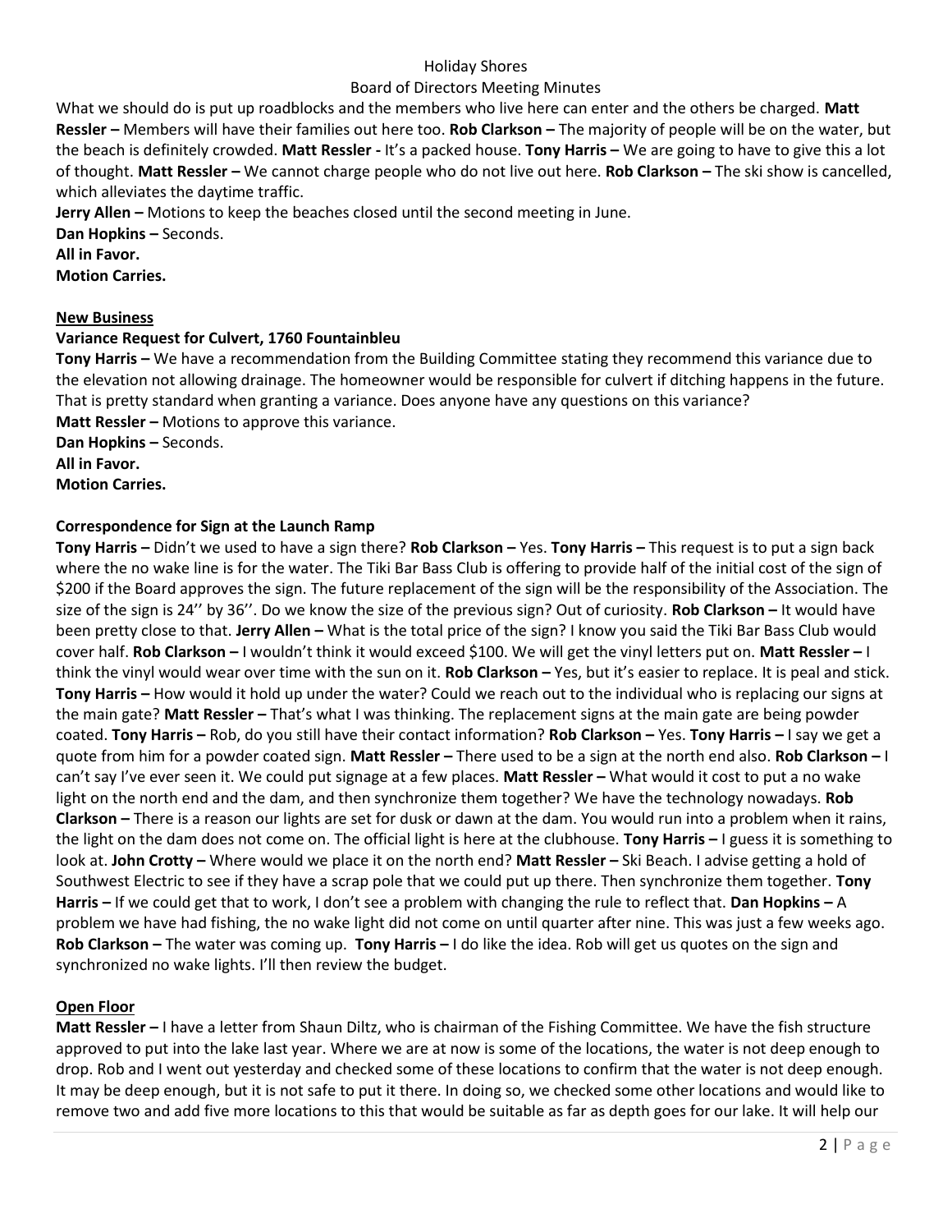What we should do is put up roadblocks and the members who live here can enter and the others be charged. **Matt Ressler –** Members will have their families out here too. **Rob Clarkson –** The majority of people will be on the water, but the beach is definitely crowded. **Matt Ressler -** It's a packed house. **Tony Harris –** We are going to have to give this a lot of thought. **Matt Ressler –** We cannot charge people who do not live out here. **Rob Clarkson –** The ski show is cancelled, which alleviates the daytime traffic.

**Jerry Allen –** Motions to keep the beaches closed until the second meeting in June.
**Dan Hopkins –** Seconds.
**All in Favor.**
**Motion Carries.**

## New Business

### Variance Request for Culvert, 1760 Fountainbleu

**Tony Harris –** We have a recommendation from the Building Committee stating they recommend this variance due to the elevation not allowing drainage. The homeowner would be responsible for culvert if ditching happens in the future. That is pretty standard when granting a variance. Does anyone have any questions on this variance?
**Matt Ressler –** Motions to approve this variance.
**Dan Hopkins –** Seconds.
**All in Favor.**
**Motion Carries.**

### Correspondence for Sign at the Launch Ramp

**Tony Harris –** Didn't we used to have a sign there? **Rob Clarkson –** Yes. **Tony Harris –** This request is to put a sign back where the no wake line is for the water. The Tiki Bar Bass Club is offering to provide half of the initial cost of the sign of $200 if the Board approves the sign. The future replacement of the sign will be the responsibility of the Association. The size of the sign is 24'' by 36''. Do we know the size of the previous sign? Out of curiosity. **Rob Clarkson –** It would have been pretty close to that. **Jerry Allen –** What is the total price of the sign? I know you said the Tiki Bar Bass Club would cover half. **Rob Clarkson –** I wouldn't think it would exceed $100. We will get the vinyl letters put on. **Matt Ressler –** I think the vinyl would wear over time with the sun on it. **Rob Clarkson –** Yes, but it's easier to replace. It is peal and stick. **Tony Harris –** How would it hold up under the water? Could we reach out to the individual who is replacing our signs at the main gate? **Matt Ressler –** That's what I was thinking. The replacement signs at the main gate are being powder coated. **Tony Harris –** Rob, do you still have their contact information? **Rob Clarkson –** Yes. **Tony Harris –** I say we get a quote from him for a powder coated sign. **Matt Ressler –** There used to be a sign at the north end also. **Rob Clarkson –** I can't say I've ever seen it. We could put signage at a few places. **Matt Ressler –** What would it cost to put a no wake light on the north end and the dam, and then synchronize them together? We have the technology nowadays. **Rob Clarkson –** There is a reason our lights are set for dusk or dawn at the dam. You would run into a problem when it rains, the light on the dam does not come on. The official light is here at the clubhouse. **Tony Harris –** I guess it is something to look at. **John Crotty –** Where would we place it on the north end? **Matt Ressler –** Ski Beach. I advise getting a hold of Southwest Electric to see if they have a scrap pole that we could put up there. Then synchronize them together. **Tony Harris –** If we could get that to work, I don't see a problem with changing the rule to reflect that. **Dan Hopkins –** A problem we have had fishing, the no wake light did not come on until quarter after nine. This was just a few weeks ago. **Rob Clarkson –** The water was coming up. **Tony Harris –** I do like the idea. Rob will get us quotes on the sign and synchronized no wake lights. I'll then review the budget.

## Open Floor

**Matt Ressler –** I have a letter from Shaun Diltz, who is chairman of the Fishing Committee. We have the fish structure approved to put into the lake last year. Where we are at now is some of the locations, the water is not deep enough to drop. Rob and I went out yesterday and checked some of these locations to confirm that the water is not deep enough. It may be deep enough, but it is not safe to put it there. In doing so, we checked some other locations and would like to remove two and add five more locations to this that would be suitable as far as depth goes for our lake. It will help our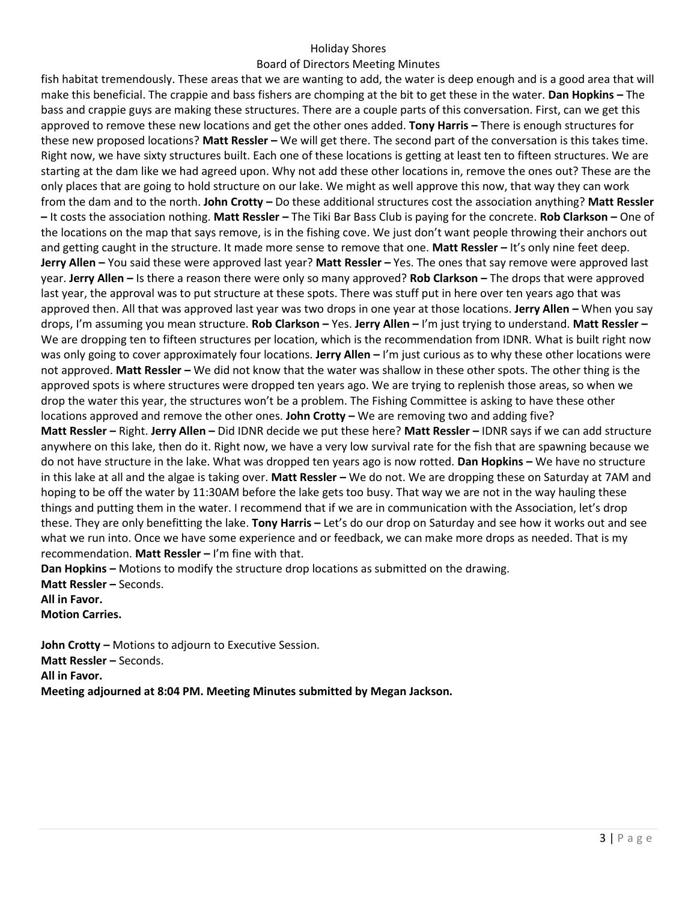fish habitat tremendously. These areas that we are wanting to add, the water is deep enough and is a good area that will make this beneficial. The crappie and bass fishers are chomping at the bit to get these in the water. **Dan Hopkins –** The bass and crappie guys are making these structures. There are a couple parts of this conversation. First, can we get this approved to remove these new locations and get the other ones added. **Tony Harris –** There is enough structures for these new proposed locations? **Matt Ressler –** We will get there. The second part of the conversation is this takes time. Right now, we have sixty structures built. Each one of these locations is getting at least ten to fifteen structures. We are starting at the dam like we had agreed upon. Why not add these other locations in, remove the ones out? These are the only places that are going to hold structure on our lake. We might as well approve this now, that way they can work from the dam and to the north. **John Crotty –** Do these additional structures cost the association anything? **Matt Ressler –** It costs the association nothing. **Matt Ressler –** The Tiki Bar Bass Club is paying for the concrete. **Rob Clarkson –** One of the locations on the map that says remove, is in the fishing cove. We just don't want people throwing their anchors out and getting caught in the structure. It made more sense to remove that one. **Matt Ressler –** It's only nine feet deep. **Jerry Allen –** You said these were approved last year? **Matt Ressler –** Yes. The ones that say remove were approved last year. **Jerry Allen –** Is there a reason there were only so many approved? **Rob Clarkson –** The drops that were approved last year, the approval was to put structure at these spots. There was stuff put in here over ten years ago that was approved then. All that was approved last year was two drops in one year at those locations. **Jerry Allen –** When you say drops, I'm assuming you mean structure. **Rob Clarkson –** Yes. **Jerry Allen –** I'm just trying to understand. **Matt Ressler –** We are dropping ten to fifteen structures per location, which is the recommendation from IDNR. What is built right now was only going to cover approximately four locations. **Jerry Allen –** I'm just curious as to why these other locations were not approved. **Matt Ressler –** We did not know that the water was shallow in these other spots. The other thing is the approved spots is where structures were dropped ten years ago. We are trying to replenish those areas, so when we drop the water this year, the structures won't be a problem. The Fishing Committee is asking to have these other locations approved and remove the other ones. **John Crotty –** We are removing two and adding five?

**Matt Ressler –** Right. **Jerry Allen –** Did IDNR decide we put these here? **Matt Ressler –** IDNR says if we can add structure anywhere on this lake, then do it. Right now, we have a very low survival rate for the fish that are spawning because we do not have structure in the lake. What was dropped ten years ago is now rotted. **Dan Hopkins –** We have no structure in this lake at all and the algae is taking over. **Matt Ressler –** We do not. We are dropping these on Saturday at 7AM and hoping to be off the water by 11:30AM before the lake gets too busy. That way we are not in the way hauling these things and putting them in the water. I recommend that if we are in communication with the Association, let's drop these. They are only benefitting the lake. **Tony Harris –** Let's do our drop on Saturday and see how it works out and see what we run into. Once we have some experience and or feedback, we can make more drops as needed. That is my recommendation. **Matt Ressler –** I'm fine with that.

**Dan Hopkins –** Motions to modify the structure drop locations as submitted on the drawing.
**Matt Ressler –** Seconds.
**All in Favor.**
**Motion Carries.**

**John Crotty –** Motions to adjourn to Executive Session.
**Matt Ressler –** Seconds.
**All in Favor.**
**Meeting adjourned at 8:04 PM. Meeting Minutes submitted by Megan Jackson.**